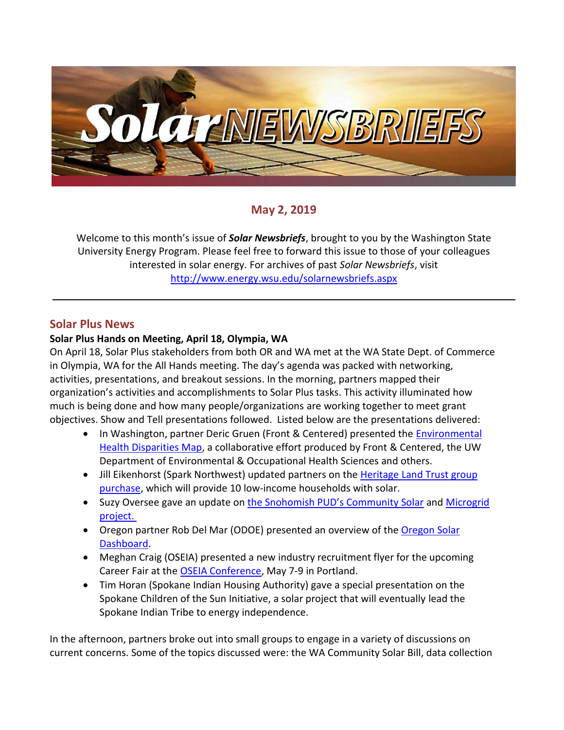# Solar NEWSBRIEFS

**May 2, 2019**

Welcome to this month's issue of ***Solar Newsbriefs***, brought to you by the Washington State University Energy Program. Please feel free to forward this issue to those of your colleagues interested in solar energy. For archives of past *Solar Newsbriefs*, visit http://www.energy.wsu.edu/solarnewsbriefs.aspx

---

## Solar Plus News

**Solar Plus Hands on Meeting, April 18, Olympia, WA**

On April 18, Solar Plus stakeholders from both OR and WA met at the WA State Dept. of Commerce in Olympia, WA for the All Hands meeting. The day's agenda was packed with networking, activities, presentations, and breakout sessions. In the morning, partners mapped their organization's activities and accomplishments to Solar Plus tasks. This activity illuminated how much is being done and how many people/organizations are working together to meet grant objectives. Show and Tell presentations followed. Listed below are the presentations delivered:

- In Washington, partner Deric Gruen (Front & Centered) presented the Environmental Health Disparities Map, a collaborative effort produced by Front & Centered, the UW Department of Environmental & Occupational Health Sciences and others.
- Jill Eikenhorst (Spark Northwest) updated partners on the Heritage Land Trust group purchase, which will provide 10 low-income households with solar.
- Suzy Oversee gave an update on the Snohomish PUD's Community Solar and Microgrid project.
- Oregon partner Rob Del Mar (ODOE) presented an overview of the Oregon Solar Dashboard.
- Meghan Craig (OSEIA) presented a new industry recruitment flyer for the upcoming Career Fair at the OSEIA Conference, May 7-9 in Portland.
- Tim Horan (Spokane Indian Housing Authority) gave a special presentation on the Spokane Children of the Sun Initiative, a solar project that will eventually lead the Spokane Indian Tribe to energy independence.

In the afternoon, partners broke out into small groups to engage in a variety of discussions on current concerns. Some of the topics discussed were: the WA Community Solar Bill, data collection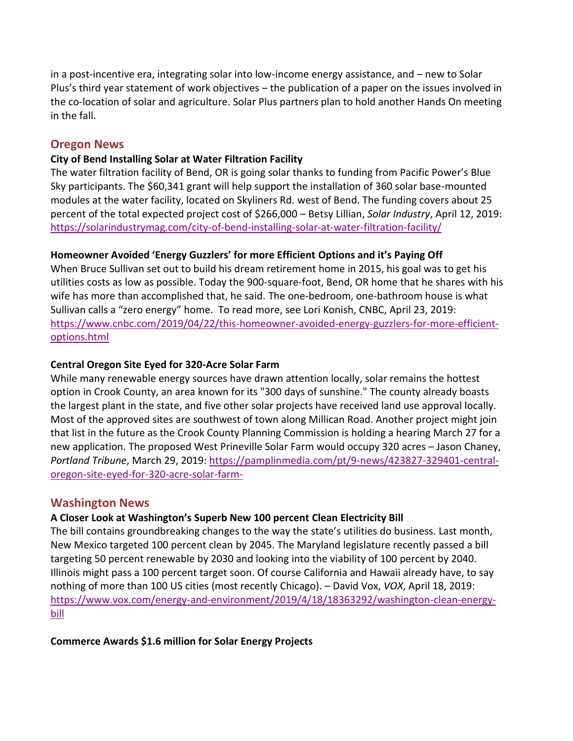in a post-incentive era, integrating solar into low-income energy assistance, and – new to Solar Plus's third year statement of work objectives – the publication of a paper on the issues involved in the co-location of solar and agriculture. Solar Plus partners plan to hold another Hands On meeting in the fall.

## Oregon News

### City of Bend Installing Solar at Water Filtration Facility

The water filtration facility of Bend, OR is going solar thanks to funding from Pacific Power's Blue Sky participants. The $60,341 grant will help support the installation of 360 solar base-mounted modules at the water facility, located on Skyliners Rd. west of Bend. The funding covers about 25 percent of the total expected project cost of $266,000 – Betsy Lillian, *Solar Industry*, April 12, 2019: [https://solarindustrymag.com/city-of-bend-installing-solar-at-water-filtration-facility/](https://solarindustrymag.com/city-of-bend-installing-solar-at-water-filtration-facility/)

### Homeowner Avoided 'Energy Guzzlers' for more Efficient Options and it's Paying Off

When Bruce Sullivan set out to build his dream retirement home in 2015, his goal was to get his utilities costs as low as possible. Today the 900-square-foot, Bend, OR home that he shares with his wife has more than accomplished that, he said. The one-bedroom, one-bathroom house is what Sullivan calls a "zero energy" home. To read more, see Lori Konish, CNBC, April 23, 2019: [https://www.cnbc.com/2019/04/22/this-homeowner-avoided-energy-guzzlers-for-more-efficient-options.html](https://www.cnbc.com/2019/04/22/this-homeowner-avoided-energy-guzzlers-for-more-efficient-options.html)

### Central Oregon Site Eyed for 320-Acre Solar Farm

While many renewable energy sources have drawn attention locally, solar remains the hottest option in Crook County, an area known for its "300 days of sunshine." The county already boasts the largest plant in the state, and five other solar projects have received land use approval locally. Most of the approved sites are southwest of town along Millican Road. Another project might join that list in the future as the Crook County Planning Commission is holding a hearing March 27 for a new application. The proposed West Prineville Solar Farm would occupy 320 acres – Jason Chaney, *Portland Tribune*, March 29, 2019: [https://pamplinmedia.com/pt/9-news/423827-329401-central-oregon-site-eyed-for-320-acre-solar-farm-](https://pamplinmedia.com/pt/9-news/423827-329401-central-oregon-site-eyed-for-320-acre-solar-farm-)

## Washington News

### A Closer Look at Washington's Superb New 100 percent Clean Electricity Bill

The bill contains groundbreaking changes to the way the state's utilities do business. Last month, New Mexico targeted 100 percent clean by 2045. The Maryland legislature recently passed a bill targeting 50 percent renewable by 2030 and looking into the viability of 100 percent by 2040. Illinois might pass a 100 percent target soon. Of course California and Hawaii already have, to say nothing of more than 100 US cities (most recently Chicago). – David Vox, *VOX*, April 18, 2019: [https://www.vox.com/energy-and-environment/2019/4/18/18363292/washington-clean-energy-bill](https://www.vox.com/energy-and-environment/2019/4/18/18363292/washington-clean-energy-bill)

### Commerce Awards $1.6 million for Solar Energy Projects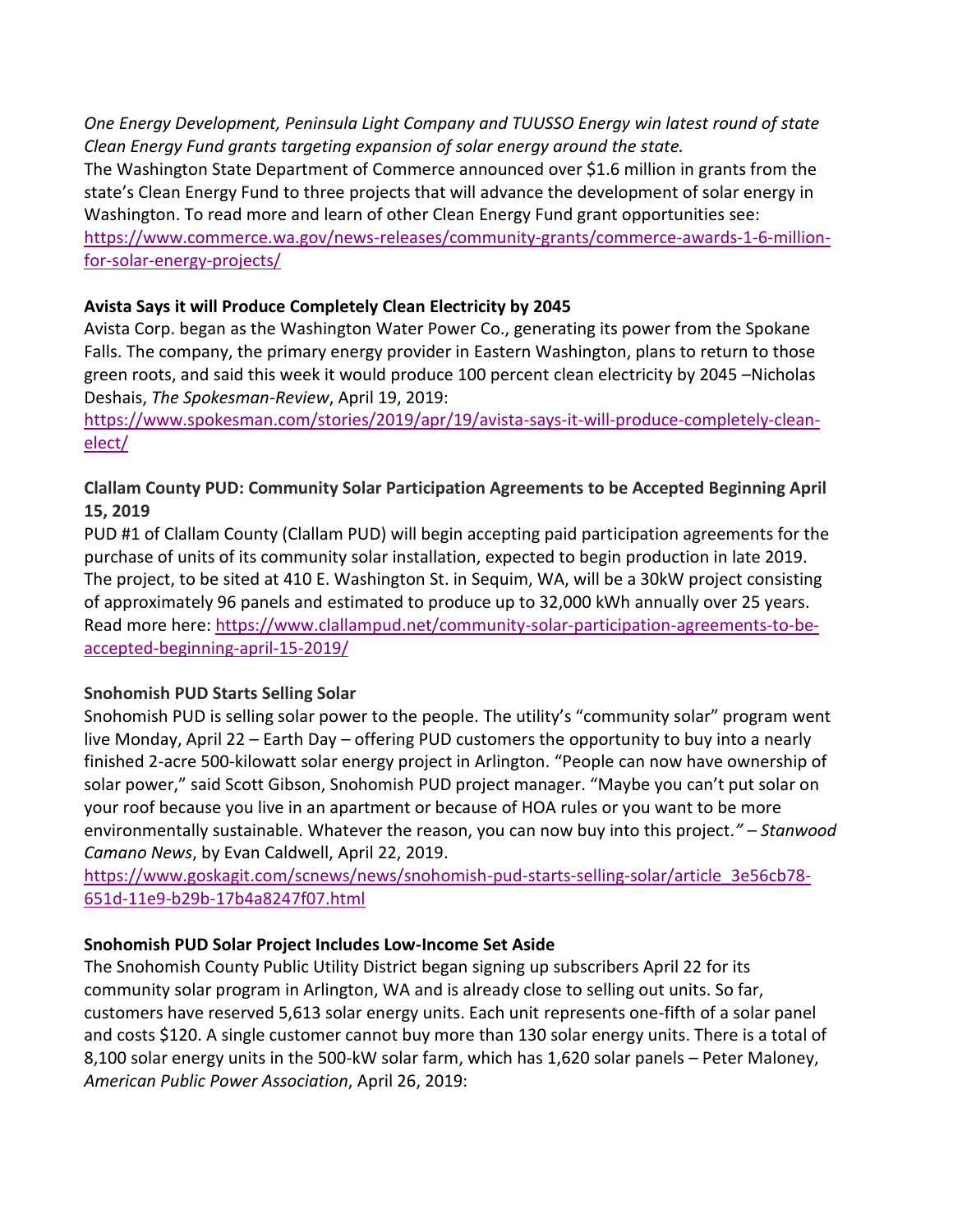*One Energy Development, Peninsula Light Company and TUUSSO Energy win latest round of state Clean Energy Fund grants targeting expansion of solar energy around the state.*

The Washington State Department of Commerce announced over $1.6 million in grants from the state's Clean Energy Fund to three projects that will advance the development of solar energy in Washington. To read more and learn of other Clean Energy Fund grant opportunities see: https://www.commerce.wa.gov/news-releases/community-grants/commerce-awards-1-6-million-for-solar-energy-projects/

**Avista Says it will Produce Completely Clean Electricity by 2045**

Avista Corp. began as the Washington Water Power Co., generating its power from the Spokane Falls. The company, the primary energy provider in Eastern Washington, plans to return to those green roots, and said this week it would produce 100 percent clean electricity by 2045 –Nicholas Deshais, *The Spokesman-Review*, April 19, 2019: https://www.spokesman.com/stories/2019/apr/19/avista-says-it-will-produce-completely-clean-elect/

**Clallam County PUD: Community Solar Participation Agreements to be Accepted Beginning April 15, 2019**

PUD #1 of Clallam County (Clallam PUD) will begin accepting paid participation agreements for the purchase of units of its community solar installation, expected to begin production in late 2019. The project, to be sited at 410 E. Washington St. in Sequim, WA, will be a 30kW project consisting of approximately 96 panels and estimated to produce up to 32,000 kWh annually over 25 years. Read more here: https://www.clallampud.net/community-solar-participation-agreements-to-be-accepted-beginning-april-15-2019/

**Snohomish PUD Starts Selling Solar**

Snohomish PUD is selling solar power to the people. The utility's "community solar" program went live Monday, April 22 – Earth Day – offering PUD customers the opportunity to buy into a nearly finished 2-acre 500-kilowatt solar energy project in Arlington. "People can now have ownership of solar power," said Scott Gibson, Snohomish PUD project manager. "Maybe you can't put solar on your roof because you live in an apartment or because of HOA rules or you want to be more environmentally sustainable. Whatever the reason, you can now buy into this project*."* – *Stanwood Camano News*, by Evan Caldwell, April 22, 2019.
https://www.goskagit.com/scnews/news/snohomish-pud-starts-selling-solar/article_3e56cb78-651d-11e9-b29b-17b4a8247f07.html

**Snohomish PUD Solar Project Includes Low-Income Set Aside**

The Snohomish County Public Utility District began signing up subscribers April 22 for its community solar program in Arlington, WA and is already close to selling out units. So far, customers have reserved 5,613 solar energy units. Each unit represents one-fifth of a solar panel and costs $120. A single customer cannot buy more than 130 solar energy units. There is a total of 8,100 solar energy units in the 500-kW solar farm, which has 1,620 solar panels – Peter Maloney, *American Public Power Association*, April 26, 2019: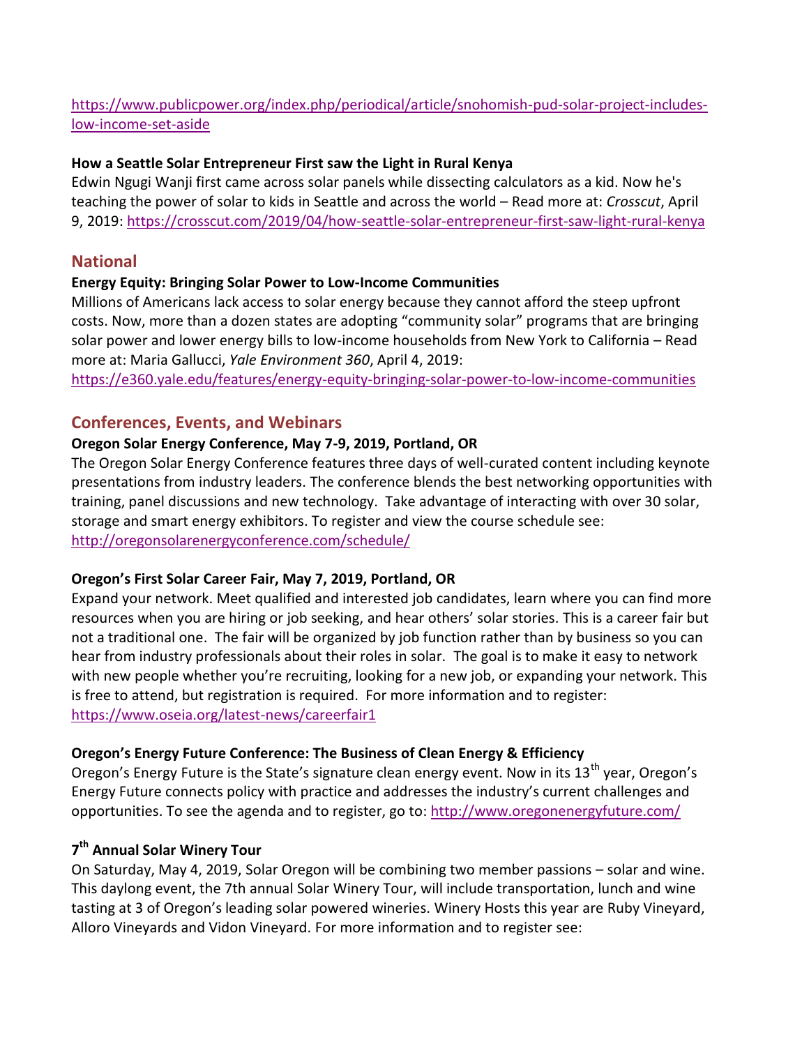https://www.publicpower.org/index.php/periodical/article/snohomish-pud-solar-project-includes-low-income-set-aside

**How a Seattle Solar Entrepreneur First saw the Light in Rural Kenya**

Edwin Ngugi Wanji first came across solar panels while dissecting calculators as a kid. Now he's teaching the power of solar to kids in Seattle and across the world – Read more at: *Crosscut*, April 9, 2019: https://crosscut.com/2019/04/how-seattle-solar-entrepreneur-first-saw-light-rural-kenya

## National

**Energy Equity: Bringing Solar Power to Low-Income Communities**

Millions of Americans lack access to solar energy because they cannot afford the steep upfront costs. Now, more than a dozen states are adopting "community solar" programs that are bringing solar power and lower energy bills to low-income households from New York to California – Read more at: Maria Gallucci, *Yale Environment 360*, April 4, 2019:
https://e360.yale.edu/features/energy-equity-bringing-solar-power-to-low-income-communities

## Conferences, Events, and Webinars

**Oregon Solar Energy Conference, May 7-9, 2019, Portland, OR**

The Oregon Solar Energy Conference features three days of well-curated content including keynote presentations from industry leaders. The conference blends the best networking opportunities with training, panel discussions and new technology. Take advantage of interacting with over 30 solar, storage and smart energy exhibitors. To register and view the course schedule see:
http://oregonsolarenergyconference.com/schedule/

**Oregon's First Solar Career Fair, May 7, 2019, Portland, OR**

Expand your network. Meet qualified and interested job candidates, learn where you can find more resources when you are hiring or job seeking, and hear others' solar stories. This is a career fair but not a traditional one. The fair will be organized by job function rather than by business so you can hear from industry professionals about their roles in solar. The goal is to make it easy to network with new people whether you're recruiting, looking for a new job, or expanding your network. This is free to attend, but registration is required. For more information and to register:
https://www.oseia.org/latest-news/careerfair1

**Oregon's Energy Future Conference: The Business of Clean Energy & Efficiency**

Oregon's Energy Future is the State's signature clean energy event. Now in its 13th year, Oregon's Energy Future connects policy with practice and addresses the industry's current challenges and opportunities. To see the agenda and to register, go to: http://www.oregonenergyfuture.com/

**7th Annual Solar Winery Tour**

On Saturday, May 4, 2019, Solar Oregon will be combining two member passions – solar and wine. This daylong event, the 7th annual Solar Winery Tour, will include transportation, lunch and wine tasting at 3 of Oregon's leading solar powered wineries. Winery Hosts this year are Ruby Vineyard, Alloro Vineyards and Vidon Vineyard. For more information and to register see: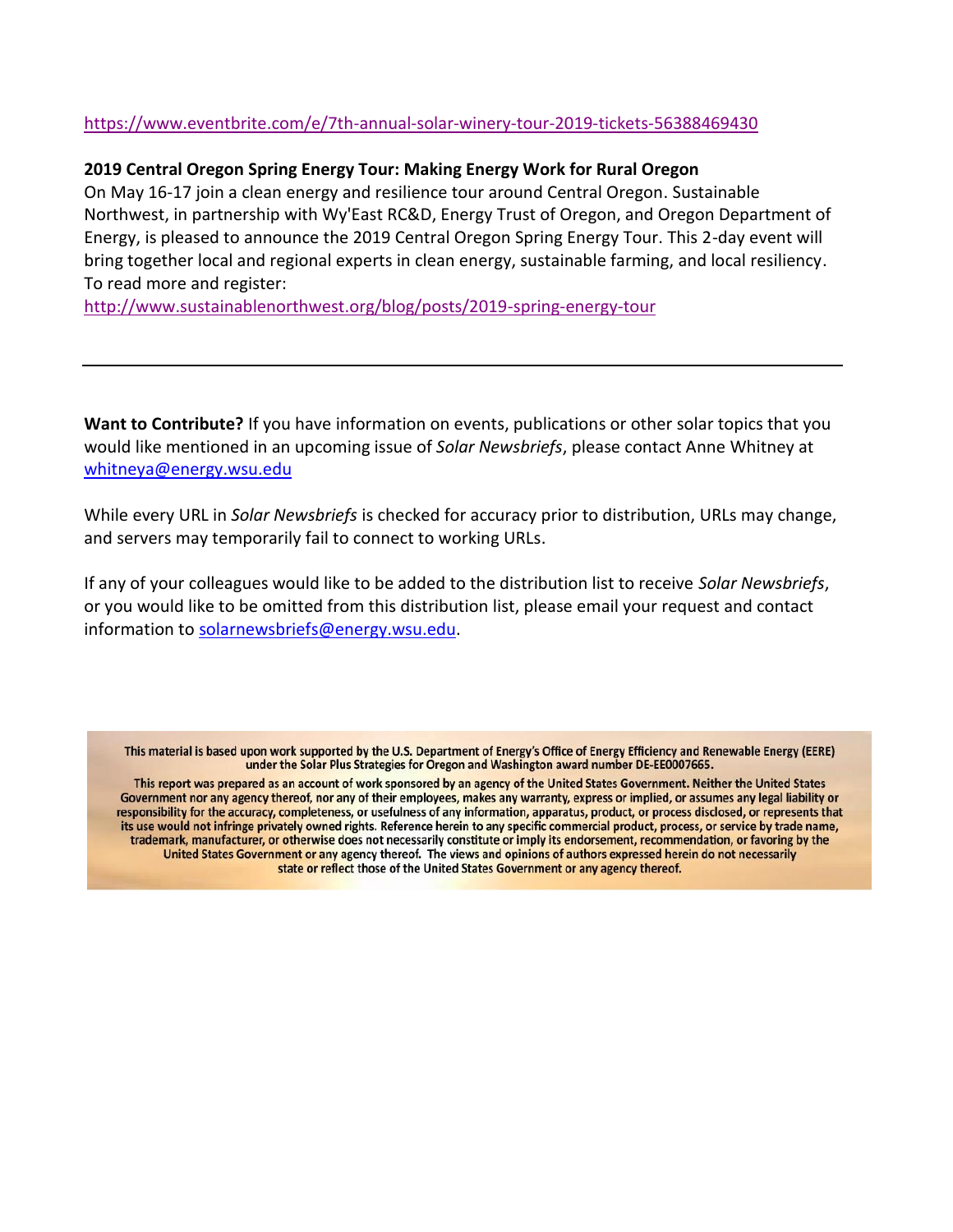https://www.eventbrite.com/e/7th-annual-solar-winery-tour-2019-tickets-56388469430

**2019 Central Oregon Spring Energy Tour: Making Energy Work for Rural Oregon**
On May 16-17 join a clean energy and resilience tour around Central Oregon. Sustainable Northwest, in partnership with Wy'East RC&D, Energy Trust of Oregon, and Oregon Department of Energy, is pleased to announce the 2019 Central Oregon Spring Energy Tour. This 2-day event will bring together local and regional experts in clean energy, sustainable farming, and local resiliency. To read more and register:
http://www.sustainablenorthwest.org/blog/posts/2019-spring-energy-tour

---

**Want to Contribute?** If you have information on events, publications or other solar topics that you would like mentioned in an upcoming issue of *Solar Newsbriefs*, please contact Anne Whitney at whitneya@energy.wsu.edu

While every URL in *Solar Newsbriefs* is checked for accuracy prior to distribution, URLs may change, and servers may temporarily fail to connect to working URLs.

If any of your colleagues would like to be added to the distribution list to receive *Solar Newsbriefs*, or you would like to be omitted from this distribution list, please email your request and contact information to solarnewsbriefs@energy.wsu.edu.

**This material is based upon work supported by the U.S. Department of Energy's Office of Energy Efficiency and Renewable Energy (EERE) under the Solar Plus Strategies for Oregon and Washington award number DE-EE0007665.**

**This report was prepared as an account of work sponsored by an agency of the United States Government. Neither the United States Government nor any agency thereof, nor any of their employees, makes any warranty, express or implied, or assumes any legal liability or responsibility for the accuracy, completeness, or usefulness of any information, apparatus, product, or process disclosed, or represents that its use would not infringe privately owned rights. Reference herein to any specific commercial product, process, or service by trade name, trademark, manufacturer, or otherwise does not necessarily constitute or imply its endorsement, recommendation, or favoring by the United States Government or any agency thereof. The views and opinions of authors expressed herein do not necessarily state or reflect those of the United States Government or any agency thereof.**